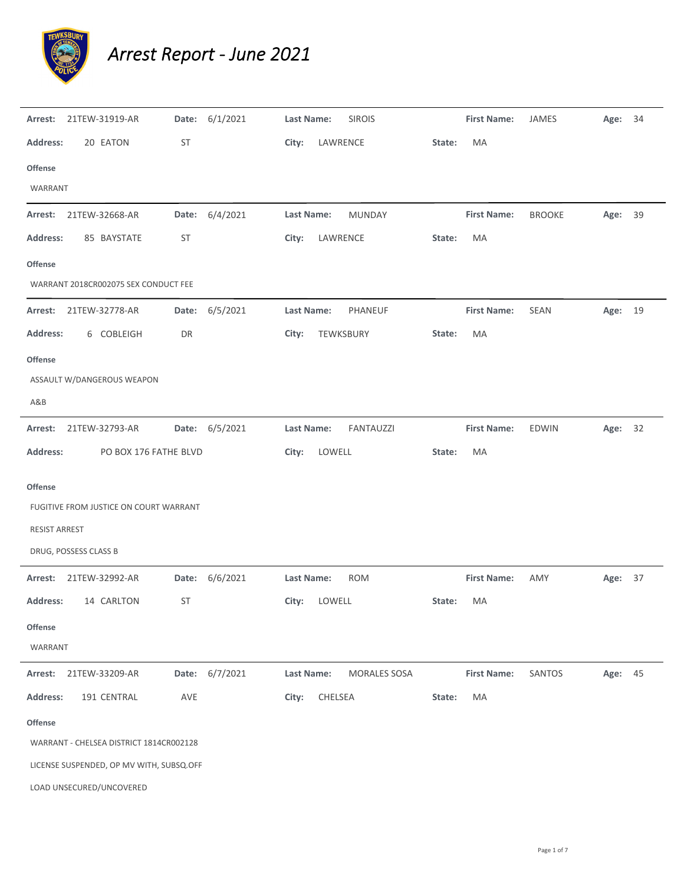# *Arrest Report - June 2021*

**Arrest:** 21TEW-31919-AR **Date:** 6/1/2021 **Last Name:** SIROIS **First Name:** JAMES **Age:** 34

**Address:** 20 EATON ST **City:** LAWRENCE **State:** MA

**Offense**

WARRANT

---

**Arrest:** 21TEW-32668-AR **Date:** 6/4/2021 **Last Name:** MUNDAY **First Name:** BROOKE **Age:** 39

**Address:** 85 BAYSTATE ST **City:** LAWRENCE **State:** MA

**Offense**

WARRANT 2018CR002075 SEX CONDUCT FEE

---

**Arrest:** 21TEW-32778-AR **Date:** 6/5/2021 **Last Name:** PHANEUF **First Name:** SEAN **Age:** 19

**Address:** 6 COBLEIGH DR **City:** TEWKSBURY **State:** MA

**Offense**

ASSAULT W/DANGEROUS WEAPON

A&B

---

**Arrest:** 21TEW-32793-AR **Date:** 6/5/2021 **Last Name:** FANTAUZZI **First Name:** EDWIN **Age:** 32

**Address:** PO BOX 176 FATHE BLVD **City:** LOWELL **State:** MA

**Offense**

FUGITIVE FROM JUSTICE ON COURT WARRANT

RESIST ARREST

DRUG, POSSESS CLASS B

---

**Arrest:** 21TEW-32992-AR **Date:** 6/6/2021 **Last Name:** ROM **First Name:** AMY **Age:** 37

**Address:** 14 CARLTON ST **City:** LOWELL **State:** MA

**Offense**

WARRANT

---

**Arrest:** 21TEW-33209-AR **Date:** 6/7/2021 **Last Name:** MORALES SOSA **First Name:** SANTOS **Age:** 45

**Address:** 191 CENTRAL AVE **City:** CHELSEA **State:** MA

**Offense**

WARRANT - CHELSEA DISTRICT 1814CR002128

LICENSE SUSPENDED, OP MV WITH, SUBSQ.OFF

LOAD UNSECURED/UNCOVERED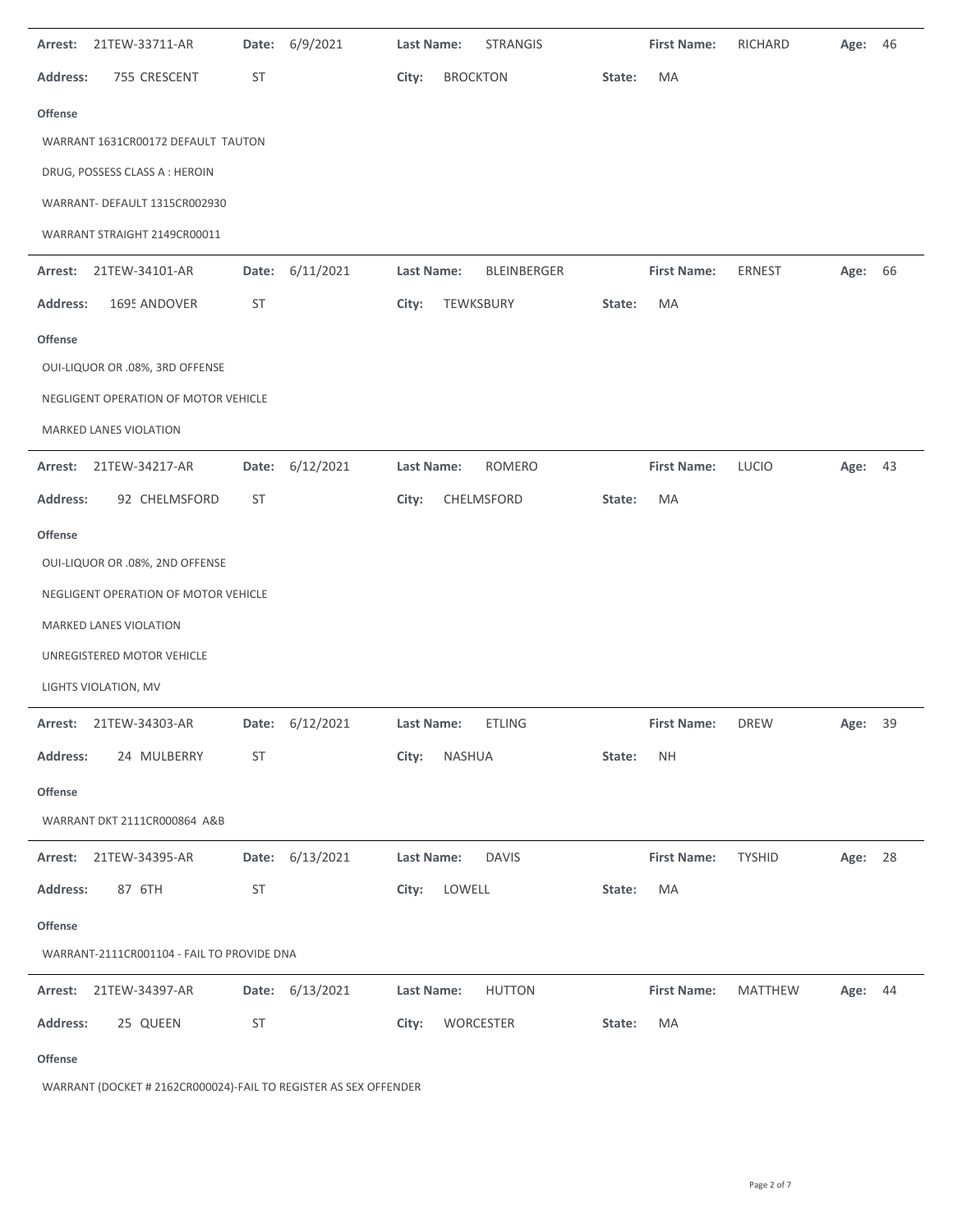**Arrest:** 21TEW-33711-AR **Date:** 6/9/2021 **Last Name:** STRANGIS **First Name:** RICHARD **Age:** 46

**Address:** 755 CRESCENT ST **City:** BROCKTON **State:** MA

**Offense**

WARRANT 1631CR00172 DEFAULT TAUTON

DRUG, POSSESS CLASS A : HEROIN

WARRANT- DEFAULT 1315CR002930

WARRANT STRAIGHT 2149CR00011

---

**Arrest:** 21TEW-34101-AR **Date:** 6/11/2021 **Last Name:** BLEINBERGER **First Name:** ERNEST **Age:** 66

**Address:** 1695 ANDOVER ST **City:** TEWKSBURY **State:** MA

**Offense**

OUI-LIQUOR OR .08%, 3RD OFFENSE

NEGLIGENT OPERATION OF MOTOR VEHICLE

MARKED LANES VIOLATION

---

**Arrest:** 21TEW-34217-AR **Date:** 6/12/2021 **Last Name:** ROMERO **First Name:** LUCIO **Age:** 43

**Address:** 92 CHELMSFORD ST **City:** CHELMSFORD **State:** MA

**Offense**

OUI-LIQUOR OR .08%, 2ND OFFENSE

NEGLIGENT OPERATION OF MOTOR VEHICLE

MARKED LANES VIOLATION

UNREGISTERED MOTOR VEHICLE

LIGHTS VIOLATION, MV

---

**Arrest:** 21TEW-34303-AR **Date:** 6/12/2021 **Last Name:** ETLING **First Name:** DREW **Age:** 39

**Address:** 24 MULBERRY ST **City:** NASHUA **State:** NH

**Offense**

WARRANT DKT 2111CR000864 A&B

---

**Arrest:** 21TEW-34395-AR **Date:** 6/13/2021 **Last Name:** DAVIS **First Name:** TYSHID **Age:** 28

**Address:** 87 6TH ST **City:** LOWELL **State:** MA

**Offense**

WARRANT-2111CR001104 - FAIL TO PROVIDE DNA

---

**Arrest:** 21TEW-34397-AR **Date:** 6/13/2021 **Last Name:** HUTTON **First Name:** MATTHEW **Age:** 44

**Address:** 25 QUEEN ST **City:** WORCESTER **State:** MA

**Offense**

WARRANT (DOCKET # 2162CR000024)-FAIL TO REGISTER AS SEX OFFENDER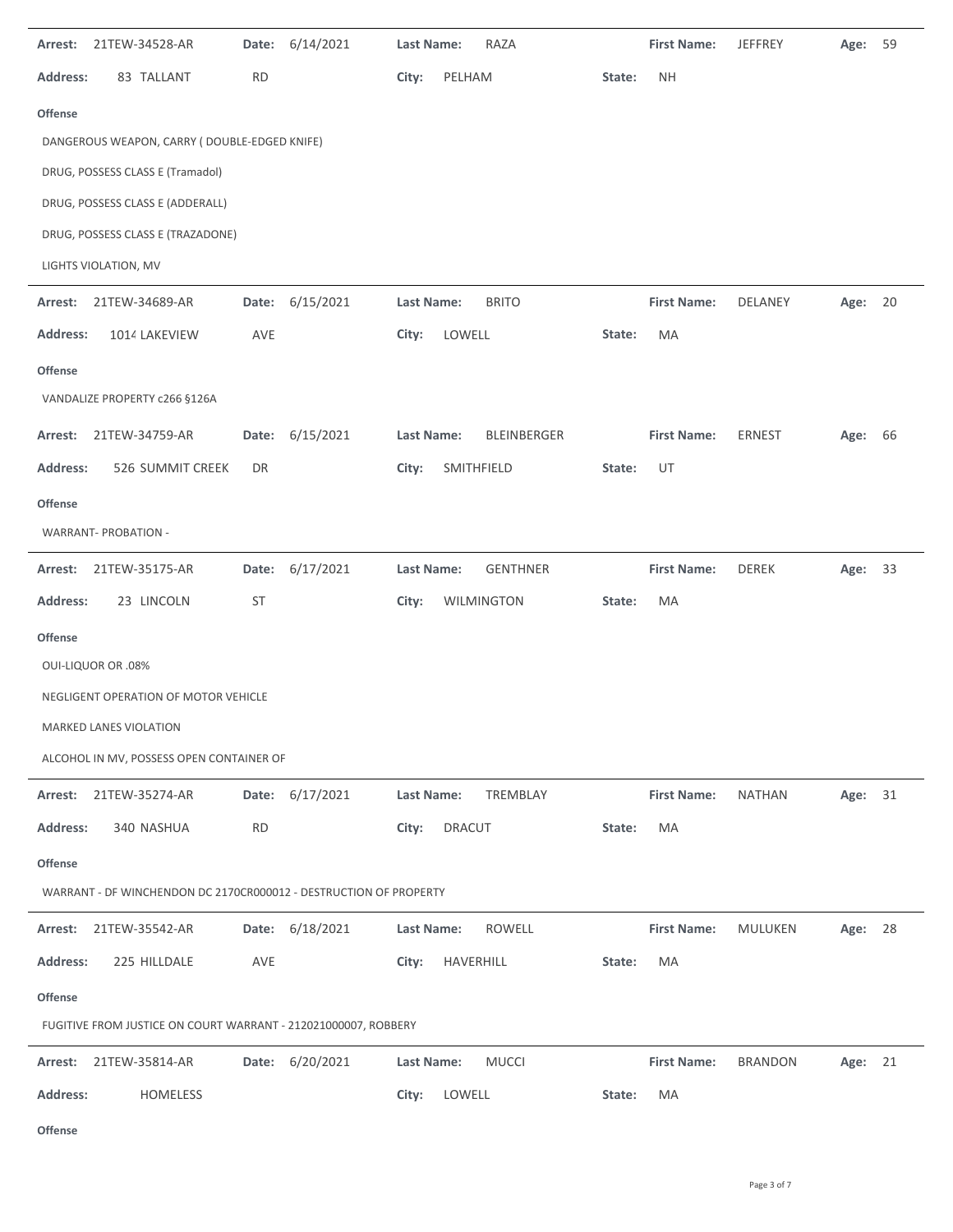**Arrest:** 21TEW-34528-AR **Date:** 6/14/2021 **Last Name:** RAZA **First Name:** JEFFREY **Age:** 59

**Address:** 83 TALLANT RD **City:** PELHAM **State:** NH

**Offense**

DANGEROUS WEAPON, CARRY ( DOUBLE-EDGED KNIFE)

DRUG, POSSESS CLASS E (Tramadol)

DRUG, POSSESS CLASS E (ADDERALL)

DRUG, POSSESS CLASS E (TRAZADONE)

LIGHTS VIOLATION, MV

---

**Arrest:** 21TEW-34689-AR **Date:** 6/15/2021 **Last Name:** BRITO **First Name:** DELANEY **Age:** 20

**Address:** 1014 LAKEVIEW AVE **City:** LOWELL **State:** MA

**Offense**

VANDALIZE PROPERTY c266 §126A

**Arrest:** 21TEW-34759-AR **Date:** 6/15/2021 **Last Name:** BLEINBERGER **First Name:** ERNEST **Age:** 66

**Address:** 526 SUMMIT CREEK DR **City:** SMITHFIELD **State:** UT

**Offense**

WARRANT- PROBATION -

---

**Arrest:** 21TEW-35175-AR **Date:** 6/17/2021 **Last Name:** GENTHNER **First Name:** DEREK **Age:** 33

**Address:** 23 LINCOLN ST **City:** WILMINGTON **State:** MA

**Offense**

OUI-LIQUOR OR .08%

NEGLIGENT OPERATION OF MOTOR VEHICLE

MARKED LANES VIOLATION

ALCOHOL IN MV, POSSESS OPEN CONTAINER OF

---

**Arrest:** 21TEW-35274-AR **Date:** 6/17/2021 **Last Name:** TREMBLAY **First Name:** NATHAN **Age:** 31

**Address:** 340 NASHUA RD **City:** DRACUT **State:** MA

**Offense**

WARRANT - DF WINCHENDON DC 2170CR000012 - DESTRUCTION OF PROPERTY

---

**Arrest:** 21TEW-35542-AR **Date:** 6/18/2021 **Last Name:** ROWELL **First Name:** MULUKEN **Age:** 28

**Address:** 225 HILLDALE AVE **City:** HAVERHILL **State:** MA

**Offense**

FUGITIVE FROM JUSTICE ON COURT WARRANT - 212021000007, ROBBERY

---

**Arrest:** 21TEW-35814-AR **Date:** 6/20/2021 **Last Name:** MUCCI **First Name:** BRANDON **Age:** 21

**Address:** HOMELESS **City:** LOWELL **State:** MA

**Offense**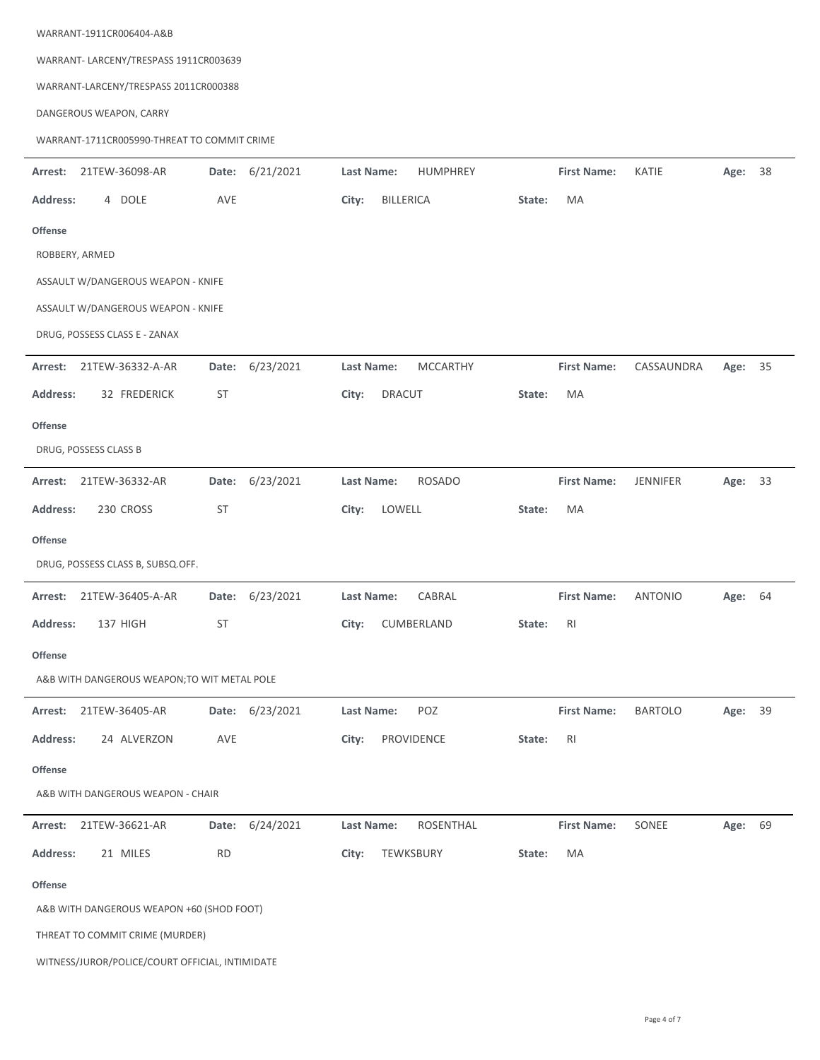WARRANT-1911CR006404-A&B

WARRANT- LARCENY/TRESPASS 1911CR003639

WARRANT-LARCENY/TRESPASS 2011CR000388

DANGEROUS WEAPON, CARRY

WARRANT-1711CR005990-THREAT TO COMMIT CRIME

---

**Arrest:** 21TEW-36098-AR **Date:** 6/21/2021 **Last Name:** HUMPHREY **First Name:** KATIE **Age:** 38

**Address:** 4 DOLE AVE **City:** BILLERICA **State:** MA

**Offense**

ROBBERY, ARMED

ASSAULT W/DANGEROUS WEAPON - KNIFE

ASSAULT W/DANGEROUS WEAPON - KNIFE

DRUG, POSSESS CLASS E - ZANAX

---

**Arrest:** 21TEW-36332-A-AR **Date:** 6/23/2021 **Last Name:** MCCARTHY **First Name:** CASSAUNDRA **Age:** 35

**Address:** 32 FREDERICK ST **City:** DRACUT **State:** MA

**Offense**

DRUG, POSSESS CLASS B

---

**Arrest:** 21TEW-36332-AR **Date:** 6/23/2021 **Last Name:** ROSADO **First Name:** JENNIFER **Age:** 33

**Address:** 230 CROSS ST **City:** LOWELL **State:** MA

**Offense**

DRUG, POSSESS CLASS B, SUBSQ.OFF.

---

**Arrest:** 21TEW-36405-A-AR **Date:** 6/23/2021 **Last Name:** CABRAL **First Name:** ANTONIO **Age:** 64

**Address:** 137 HIGH ST **City:** CUMBERLAND **State:** RI

**Offense**

A&B WITH DANGEROUS WEAPON;TO WIT METAL POLE

---

**Arrest:** 21TEW-36405-AR **Date:** 6/23/2021 **Last Name:** POZ **First Name:** BARTOLO **Age:** 39

**Address:** 24 ALVERZON AVE **City:** PROVIDENCE **State:** RI

**Offense**

A&B WITH DANGEROUS WEAPON - CHAIR

---

**Arrest:** 21TEW-36621-AR **Date:** 6/24/2021 **Last Name:** ROSENTHAL **First Name:** SONEE **Age:** 69

**Address:** 21 MILES RD **City:** TEWKSBURY **State:** MA

**Offense**

A&B WITH DANGEROUS WEAPON +60 (SHOD FOOT)

THREAT TO COMMIT CRIME (MURDER)

WITNESS/JUROR/POLICE/COURT OFFICIAL, INTIMIDATE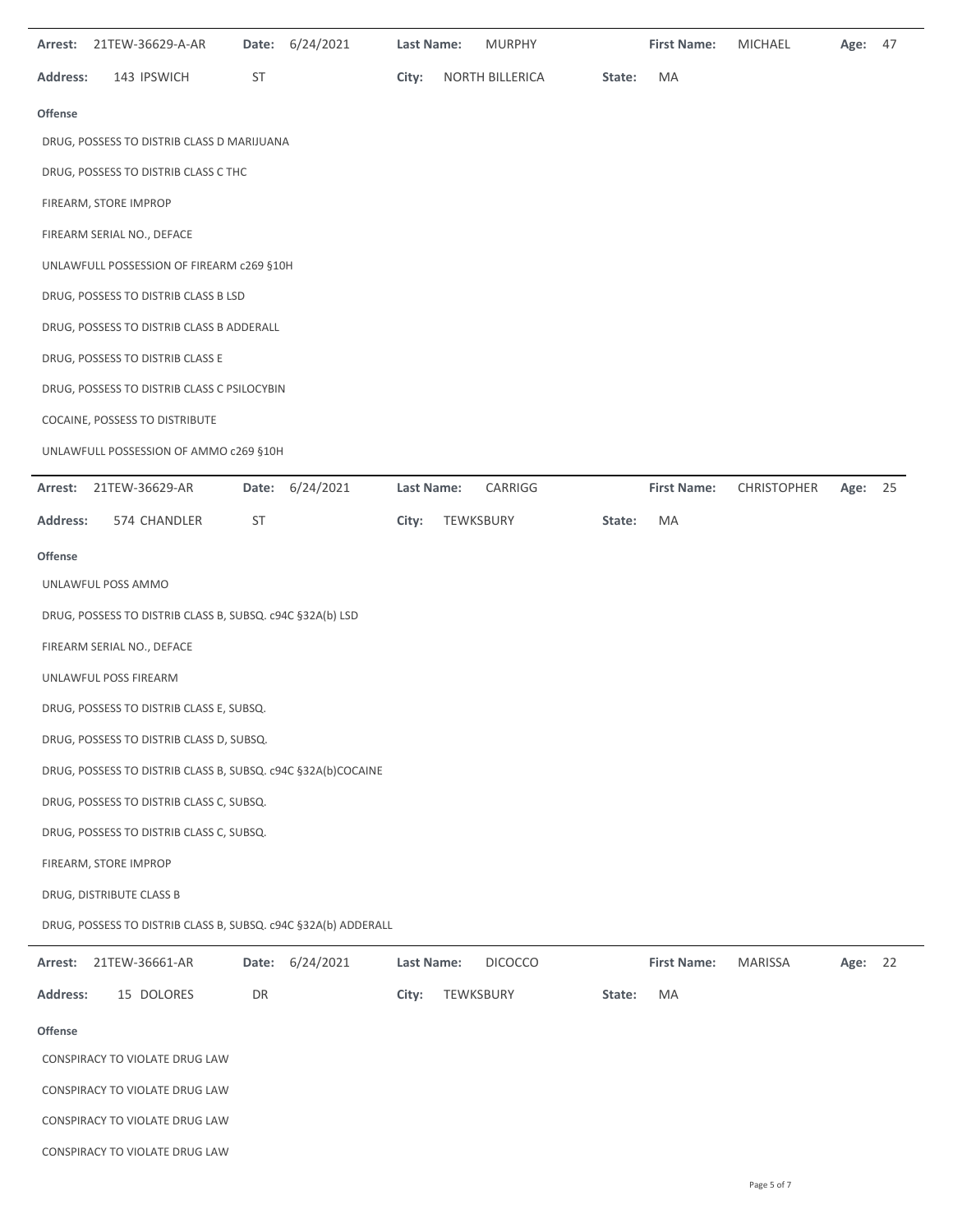**Arrest:** 21TEW-36629-A-AR **Date:** 6/24/2021 **Last Name:** MURPHY **First Name:** MICHAEL **Age:** 47

**Address:** 143 IPSWICH ST **City:** NORTH BILLERICA **State:** MA

**Offense**

DRUG, POSSESS TO DISTRIB CLASS D MARIJUANA

DRUG, POSSESS TO DISTRIB CLASS C THC

FIREARM, STORE IMPROP

FIREARM SERIAL NO., DEFACE

UNLAWFULL POSSESSION OF FIREARM c269 §10H

DRUG, POSSESS TO DISTRIB CLASS B LSD

DRUG, POSSESS TO DISTRIB CLASS B ADDERALL

DRUG, POSSESS TO DISTRIB CLASS E

DRUG, POSSESS TO DISTRIB CLASS C PSILOCYBIN

COCAINE, POSSESS TO DISTRIBUTE

UNLAWFULL POSSESSION OF AMMO c269 §10H

---

**Arrest:** 21TEW-36629-AR **Date:** 6/24/2021 **Last Name:** CARRIGG **First Name:** CHRISTOPHER **Age:** 25

**Address:** 574 CHANDLER ST **City:** TEWKSBURY **State:** MA

**Offense**

UNLAWFUL POSS AMMO

DRUG, POSSESS TO DISTRIB CLASS B, SUBSQ. c94C §32A(b) LSD

FIREARM SERIAL NO., DEFACE

UNLAWFUL POSS FIREARM

DRUG, POSSESS TO DISTRIB CLASS E, SUBSQ.

DRUG, POSSESS TO DISTRIB CLASS D, SUBSQ.

DRUG, POSSESS TO DISTRIB CLASS B, SUBSQ. c94C §32A(b)COCAINE

DRUG, POSSESS TO DISTRIB CLASS C, SUBSQ.

DRUG, POSSESS TO DISTRIB CLASS C, SUBSQ.

FIREARM, STORE IMPROP

DRUG, DISTRIBUTE CLASS B

DRUG, POSSESS TO DISTRIB CLASS B, SUBSQ. c94C §32A(b) ADDERALL

---

**Arrest:** 21TEW-36661-AR **Date:** 6/24/2021 **Last Name:** DICOCCO **First Name:** MARISSA **Age:** 22

**Address:** 15 DOLORES DR **City:** TEWKSBURY **State:** MA

**Offense**

CONSPIRACY TO VIOLATE DRUG LAW

CONSPIRACY TO VIOLATE DRUG LAW

CONSPIRACY TO VIOLATE DRUG LAW

CONSPIRACY TO VIOLATE DRUG LAW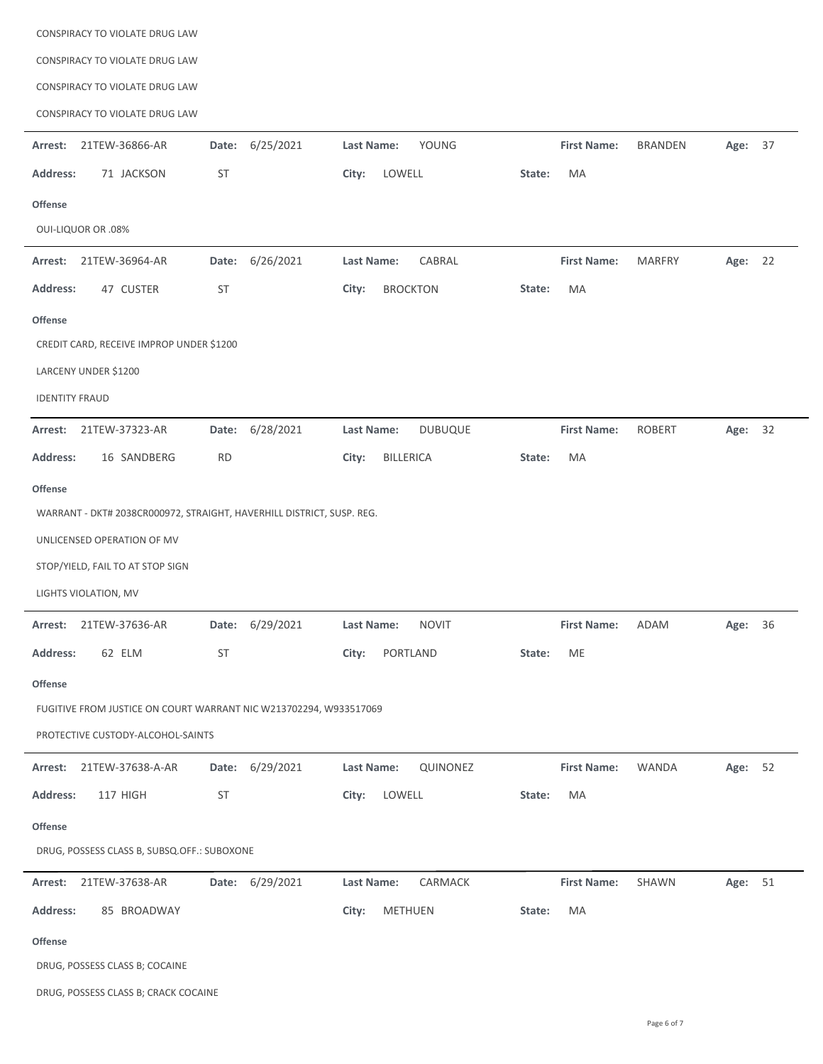CONSPIRACY TO VIOLATE DRUG LAW

CONSPIRACY TO VIOLATE DRUG LAW

CONSPIRACY TO VIOLATE DRUG LAW

CONSPIRACY TO VIOLATE DRUG LAW

---

**Arrest:** 21TEW-36866-AR **Date:** 6/25/2021 **Last Name:** YOUNG **First Name:** BRANDEN **Age:** 37

**Address:** 71 JACKSON ST **City:** LOWELL **State:** MA

**Offense**

OUI-LIQUOR OR .08%

---

**Arrest:** 21TEW-36964-AR **Date:** 6/26/2021 **Last Name:** CABRAL **First Name:** MARFRY **Age:** 22

**Address:** 47 CUSTER ST **City:** BROCKTON **State:** MA

**Offense**

CREDIT CARD, RECEIVE IMPROP UNDER $1200

LARCENY UNDER $1200

IDENTITY FRAUD

---

**Arrest:** 21TEW-37323-AR **Date:** 6/28/2021 **Last Name:** DUBUQUE **First Name:** ROBERT **Age:** 32

**Address:** 16 SANDBERG RD **City:** BILLERICA **State:** MA

**Offense**

WARRANT - DKT# 2038CR000972, STRAIGHT, HAVERHILL DISTRICT, SUSP. REG.

UNLICENSED OPERATION OF MV

STOP/YIELD, FAIL TO AT STOP SIGN

LIGHTS VIOLATION, MV

---

**Arrest:** 21TEW-37636-AR **Date:** 6/29/2021 **Last Name:** NOVIT **First Name:** ADAM **Age:** 36

**Address:** 62 ELM ST **City:** PORTLAND **State:** ME

**Offense**

FUGITIVE FROM JUSTICE ON COURT WARRANT NIC W213702294, W933517069

PROTECTIVE CUSTODY-ALCOHOL-SAINTS

---

**Arrest:** 21TEW-37638-A-AR **Date:** 6/29/2021 **Last Name:** QUINONEZ **First Name:** WANDA **Age:** 52

**Address:** 117 HIGH ST **City:** LOWELL **State:** MA

**Offense**

DRUG, POSSESS CLASS B, SUBSQ.OFF.: SUBOXONE

---

**Arrest:** 21TEW-37638-AR **Date:** 6/29/2021 **Last Name:** CARMACK **First Name:** SHAWN **Age:** 51

**Address:** 85 BROADWAY **City:** METHUEN **State:** MA

**Offense**

DRUG, POSSESS CLASS B; COCAINE

DRUG, POSSESS CLASS B; CRACK COCAINE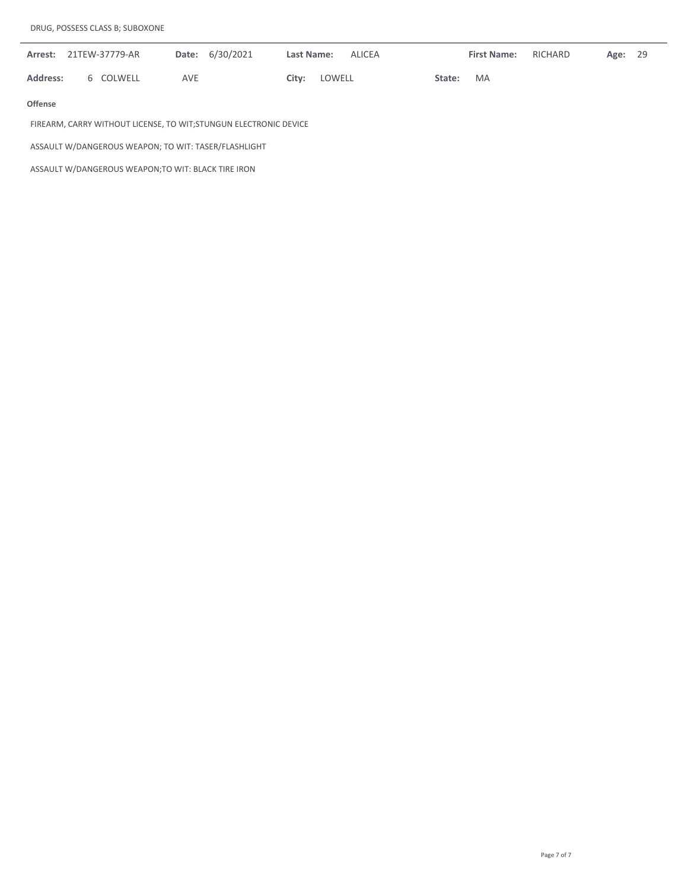DRUG, POSSESS CLASS B; SUBOXONE

| | | | | | | | | | |
|---|---|---|---|---|---|---|---|---|---|
| **Arrest:** | 21TEW-37779-AR | **Date:** | 6/30/2021 | **Last Name:** | ALICEA | **First Name:** | RICHARD | **Age:** | 29 |
| **Address:** | 6 COLWELL AVE | **City:** | LOWELL | **State:** | MA | | | | |

**Offense**

FIREARM, CARRY WITHOUT LICENSE, TO WIT;STUNGUN ELECTRONIC DEVICE

ASSAULT W/DANGEROUS WEAPON; TO WIT: TASER/FLASHLIGHT

ASSAULT W/DANGEROUS WEAPON;TO WIT: BLACK TIRE IRON